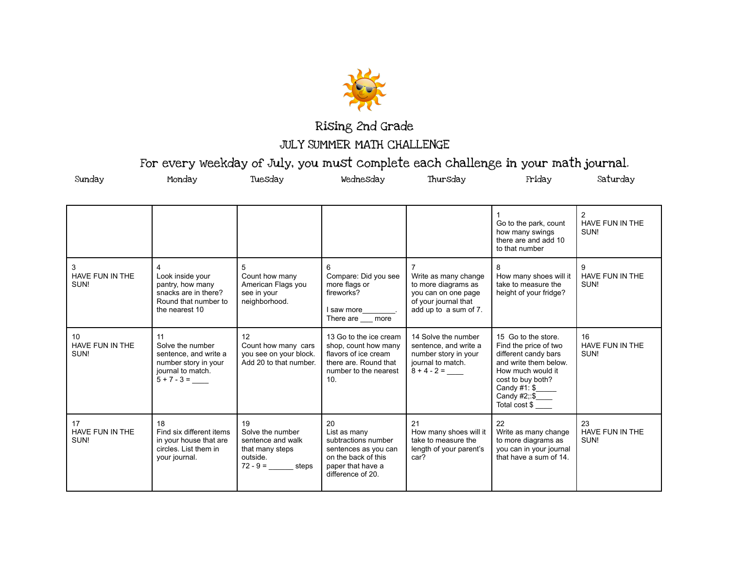# Rising 2nd Grade

## JULY SUMMER MATH CHALLENGE

### For every weekday of July, you must complete each challenge in your math journal.

| Sunday | Monday | Tuesday | Wednesday | Thursday | Friday | Saturday |
|---|---|---|---|---|---|---|
| | | | | | 1<br>Go to the park, count how many swings there are and add 10 to that number | 2<br>HAVE FUN IN THE SUN! |
| 3<br>HAVE FUN IN THE SUN! | 4<br>Look inside your pantry, how many snacks are in there? Round that number to the nearest 10 | 5<br>Count how many American Flags you see in your neighborhood. | 6<br>Compare: Did you see more flags or fireworks?<br><br>I saw more________.<br>There are ___ more | 7<br>Write as many change to more diagrams as you can on one page of your journal that add up to a sum of 7. | 8<br>How many shoes will it take to measure the height of your fridge? | 9<br>HAVE FUN IN THE SUN! |
| 10<br>HAVE FUN IN THE SUN! | 11<br>Solve the number sentence, and write a number story in your journal to match.<br>5 + 7 - 3 = ____ | 12<br>Count how many cars you see on your block. Add 20 to that number. | 13 Go to the ice cream shop, count how many flavors of ice cream there are. Round that number to the nearest 10. | 14 Solve the number sentence, and write a number story in your journal to match.<br>8 + 4 - 2 = ____ | 15 Go to the store. Find the price of two different candy bars and write them below. How much would it cost to buy both?<br>Candy #1: $_____<br>Candy #2;:$____<br>Total cost $ ____ | 16<br>HAVE FUN IN THE SUN! |
| 17<br>HAVE FUN IN THE SUN! | 18<br>Find six different items in your house that are circles. List them in your journal. | 19<br>Solve the number sentence and walk that many steps outside.<br>72 - 9 = ______ steps | 20<br>List as many subtractions number sentences as you can on the back of this paper that have a difference of 20. | 21<br>How many shoes will it take to measure the length of your parent's car? | 22<br>Write as many change to more diagrams as you can in your journal that have a sum of 14. | 23<br>HAVE FUN IN THE SUN! |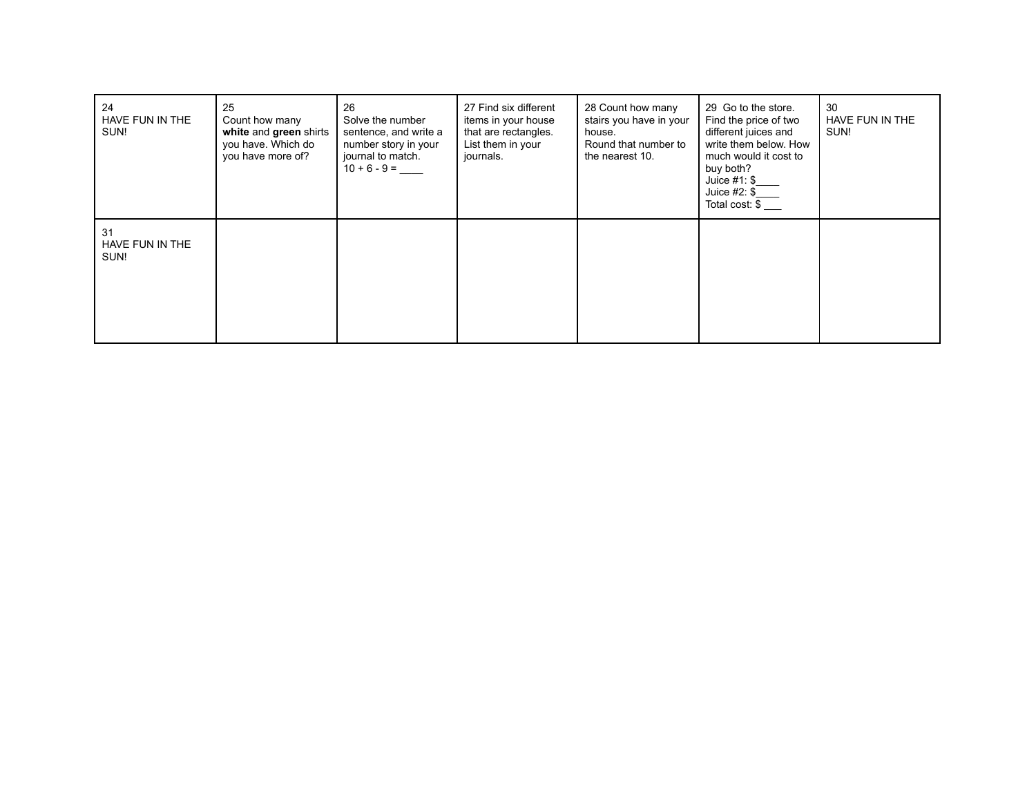| | | | | | | |
|---|---|---|---|---|---|---|
| 24<br>HAVE FUN IN THE SUN! | 25<br>Count how many **white** and **green** shirts you have. Which do you have more of? | 26<br>Solve the number sentence, and write a number story in your journal to match.<br>10 + 6 - 9 = ____ | 27 Find six different items in your house that are rectangles. List them in your journals. | 28 Count how many stairs you have in your house.<br>Round that number to the nearest 10. | 29 Go to the store. Find the price of two different juices and write them below. How much would it cost to buy both?<br>Juice #1: $____<br>Juice #2: $____<br>Total cost: $ ___ | 30<br>HAVE FUN IN THE SUN! |
| 31<br>HAVE FUN IN THE SUN! | | | | | | |